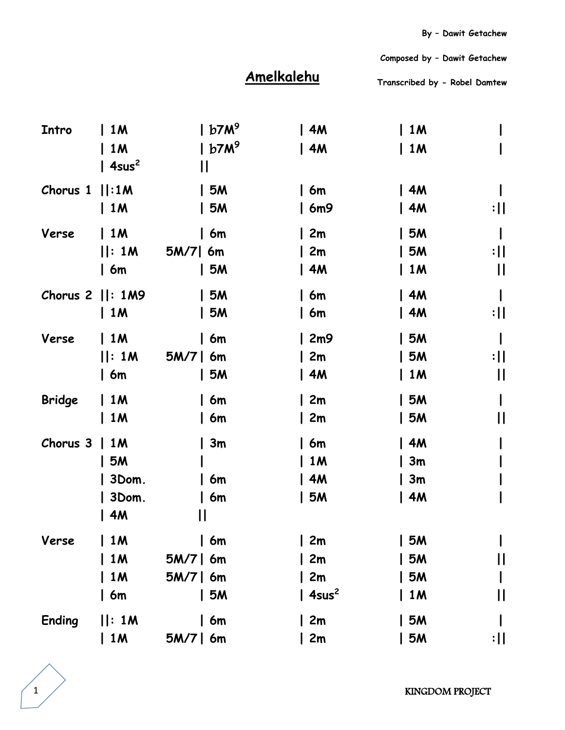By – Dawit Getachew

Composed by – Dawit Getachew

# Amelkalehu

Transcribed by - Robel Damtew

| Section | | | | | |
|---|---|---|---|---|---|
| Intro | \| 1M | \| b7M$^9$ | \| 4M | \| 1M | \| |
| | \| 1M | \| b7M$^9$ | \| 4M | \| 1M | \| |
| | \| 4sus$^2$ | \|\| | | | |
| Chorus 1 | \|\|:1M | \| 5M | \| 6m | \| 4M | \| |
| | \| 1M | \| 5M | \| 6m9 | \| 4M | :\|\| |
| Verse | \| 1M | \| 6m | \| 2m | \| 5M | \| |
| | \|\|: 1M | 5M/7\| 6m | \| 2m | \| 5M | :\|\| |
| | \| 6m | \| 5M | \| 4M | \| 1M | \|\| |
| Chorus 2 | \|\|: 1M9 | \| 5M | \| 6m | \| 4M | \| |
| | \| 1M | \| 5M | \| 6m | \| 4M | :\|\| |
| Verse | \| 1M | \| 6m | \| 2m9 | \| 5M | \| |
| | \|\|: 1M | 5M/7\| 6m | \| 2m | \| 5M | :\|\| |
| | \| 6m | \| 5M | \| 4M | \| 1M | \|\| |
| Bridge | \| 1M | \| 6m | \| 2m | \| 5M | \| |
| | \| 1M | \| 6m | \| 2m | \| 5M | \|\| |
| Chorus 3 | \| 1M | \| 3m | \| 6m | \| 4M | \| |
| | \| 5M | \| | \| 1M | \| 3m | \| |
| | \| 3Dom. | \| 6m | \| 4M | \| 3m | \| |
| | \| 3Dom. | \| 6m | \| 5M | \| 4M | \| |
| | \| 4M | \|\| | | | |
| Verse | \| 1M | \| 6m | \| 2m | \| 5M | \| |
| | \| 1M | 5M/7\| 6m | \| 2m | \| 5M | \|\| |
| | \| 1M | 5M/7\| 6m | \| 2m | \| 5M | \| |
| | \| 6m | \| 5M | \| 4sus$^2$ | \| 1M | \|\| |
| Ending | \|\|: 1M | \| 6m | \| 2m | \| 5M | \| |
| | \| 1M | 5M/7\| 6m | \| 2m | \| 5M | :\|\| |

KINGDOM PROJECT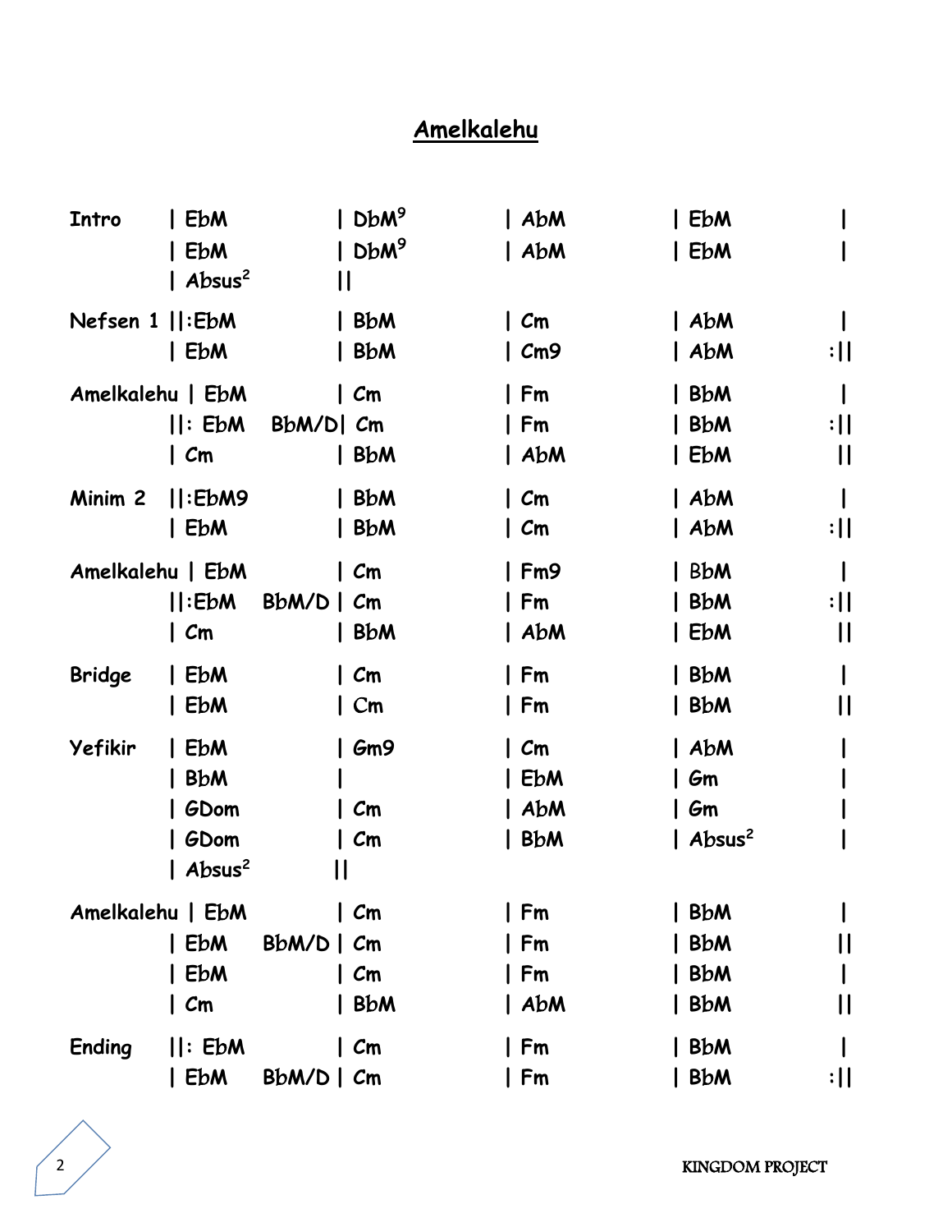# Amelkalehu

| | | | | | |
|---|---|---|---|---|---|
| Intro | \| EbM | \| DbM$^9$ | \| AbM | \| EbM | \| |
| | \| EbM | \| DbM$^9$ | \| AbM | \| EbM | \| |
| | \| Absus$^2$ | \|\| | | | |
| Nefsen 1 | \|\|:EbM | \| BbM | \| Cm | \| AbM | \| |
| | \| EbM | \| BbM | \| Cm9 | \| AbM | :\|\| |
| Amelkalehu | \| EbM | \| Cm | \| Fm | \| BbM | \| |
| | \|\|: EbM BbM/D | \| Cm | \| Fm | \| BbM | :\|\| |
| | \| Cm | \| BbM | \| AbM | \| EbM | \|\| |
| Minim 2 | \|\|:EbM9 | \| BbM | \| Cm | \| AbM | \| |
| | \| EbM | \| BbM | \| Cm | \| AbM | :\|\| |
| Amelkalehu | \| EbM | \| Cm | \| Fm9 | \| BbM | \| |
| | \|\|:EbM BbM/D | \| Cm | \| Fm | \| BbM | :\|\| |
| | \| Cm | \| BbM | \| AbM | \| EbM | \|\| |
| Bridge | \| EbM | \| Cm | \| Fm | \| BbM | \| |
| | \| EbM | \| Cm | \| Fm | \| BbM | \|\| |
| Yefikir | \| EbM | \| Gm9 | \| Cm | \| AbM | \| |
| | \| BbM | \| | \| EbM | \| Gm | \| |
| | \| GDom | \| Cm | \| AbM | \| Gm | \| |
| | \| GDom | \| Cm | \| BbM | \| Absus$^2$ | \| |
| | \| Absus$^2$ | \|\| | | | |
| Amelkalehu | \| EbM | \| Cm | \| Fm | \| BbM | \| |
| | \| EbM BbM/D | \| Cm | \| Fm | \| BbM | \|\| |
| | \| EbM | \| Cm | \| Fm | \| BbM | \| |
| | \| Cm | \| BbM | \| AbM | \| BbM | \|\| |
| Ending | \|\|: EbM | \| Cm | \| Fm | \| BbM | \| |
| | \| EbM BbM/D | \| Cm | \| Fm | \| BbM | :\|\| |

KINGDOM PROJECT